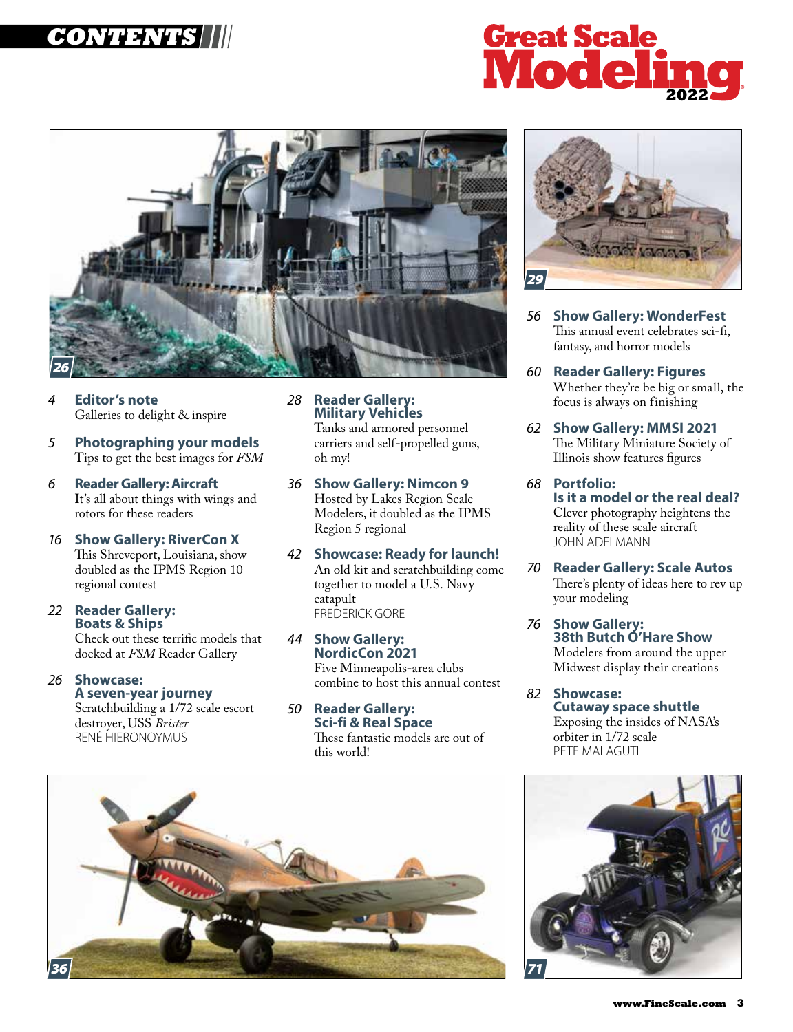# CONTENTS

# Great Scale Modeling 2022

26

4 **Editor's note**
Galleries to delight & inspire

5 **Photographing your models**
Tips to get the best images for *FSM*

6 **Reader Gallery: Aircraft**
It's all about things with wings and rotors for these readers

16 **Show Gallery: RiverCon X**
This Shreveport, Louisiana, show doubled as the IPMS Region 10 regional contest

22 **Reader Gallery: Boats & Ships**
Check out these terrific models that docked at *FSM* Reader Gallery

26 **Showcase: A seven-year journey**
Scratchbuilding a 1/72 scale escort destroyer, USS *Brister*
RENÉ HIERONOYMUS

28 **Reader Gallery: Military Vehicles**
Tanks and armored personnel carriers and self-propelled guns, oh my!

36 **Show Gallery: Nimcon 9**
Hosted by Lakes Region Scale Modelers, it doubled as the IPMS Region 5 regional

42 **Showcase: Ready for launch!**
An old kit and scratchbuilding come together to model a U.S. Navy catapult
FREDERICK GORE

44 **Show Gallery: NordicCon 2021**
Five Minneapolis-area clubs combine to host this annual contest

50 **Reader Gallery: Sci-fi & Real Space**
These fantastic models are out of this world!

29

56 **Show Gallery: WonderFest**
This annual event celebrates sci-fi, fantasy, and horror models

60 **Reader Gallery: Figures**
Whether they're be big or small, the focus is always on finishing

62 **Show Gallery: MMSI 2021**
The Military Miniature Society of Illinois show features figures

68 **Portfolio: Is it a model or the real deal?**
Clever photography heightens the reality of these scale aircraft
JOHN ADELMANN

70 **Reader Gallery: Scale Autos**
There's plenty of ideas here to rev up your modeling

76 **Show Gallery: 38th Butch O'Hare Show**
Modelers from around the upper Midwest display their creations

82 **Showcase: Cutaway space shuttle**
Exposing the insides of NASA's orbiter in 1/72 scale
PETE MALAGUTI

36

71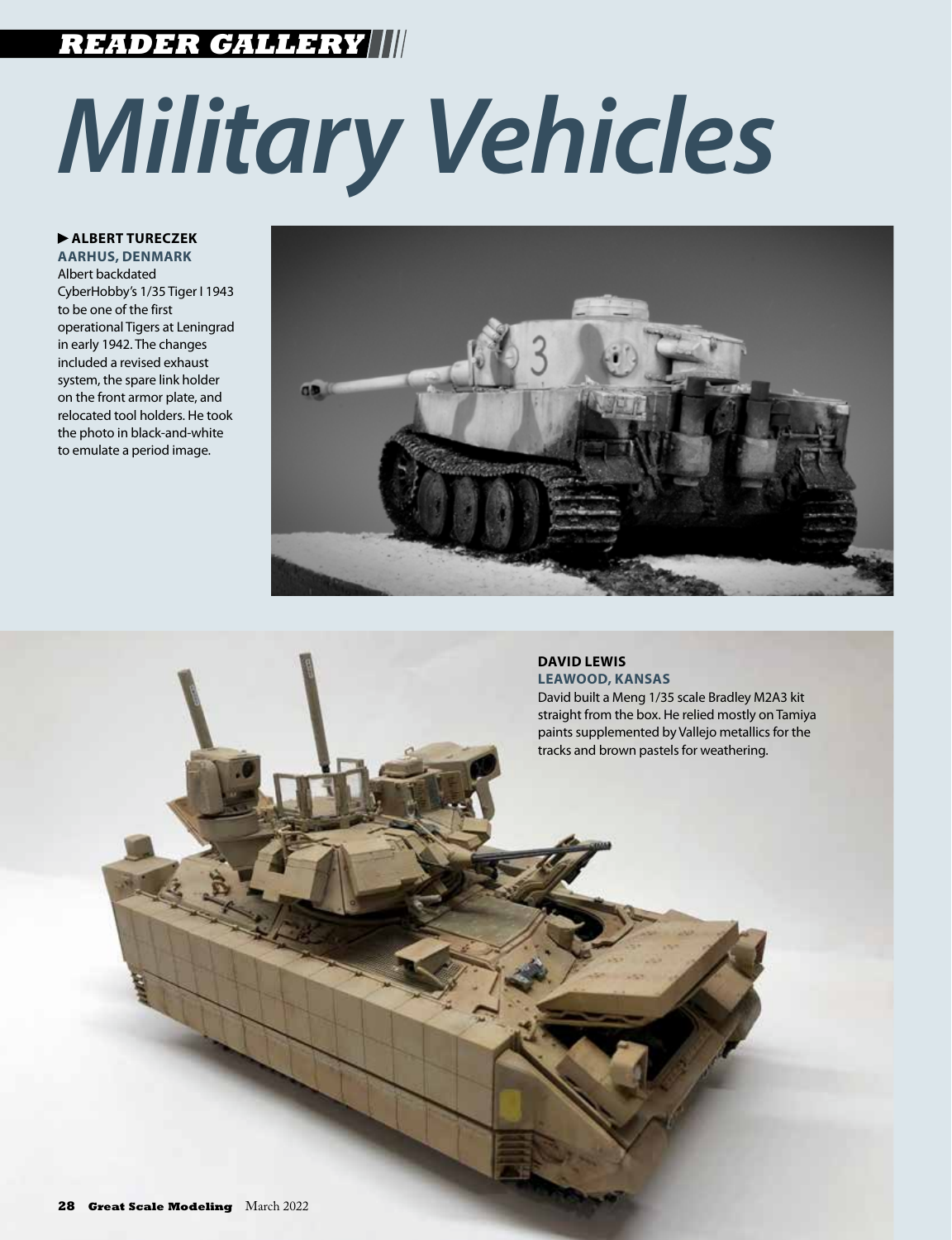READER GALLERY

# Military Vehicles

**▶ ALBERT TURECZEK**
**AARHUS, DENMARK**

Albert backdated CyberHobby's 1/35 Tiger I 1943 to be one of the first operational Tigers at Leningrad in early 1942. The changes included a revised exhaust system, the spare link holder on the front armor plate, and relocated tool holders. He took the photo in black-and-white to emulate a period image.

**DAVID LEWIS**
**LEAWOOD, KANSAS**

David built a Meng 1/35 scale Bradley M2A3 kit straight from the box. He relied mostly on Tamiya paints supplemented by Vallejo metallics for the tracks and brown pastels for weathering.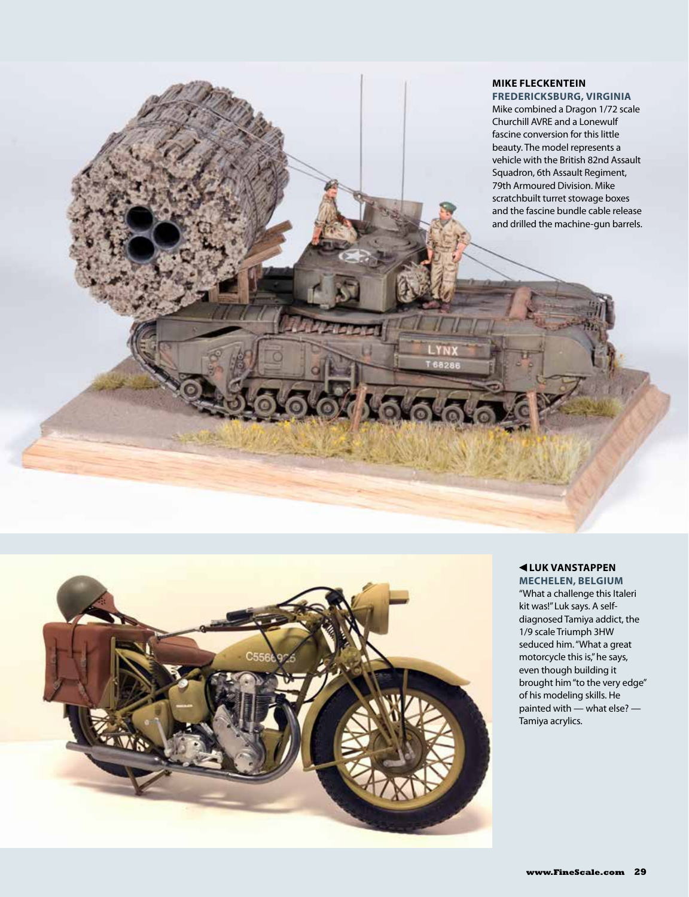**MIKE FLECKENTEIN**
**FREDERICKSBURG, VIRGINIA**
Mike combined a Dragon 1/72 scale Churchill AVRE and a Lonewulf fascine conversion for this little beauty. The model represents a vehicle with the British 82nd Assault Squadron, 6th Assault Regiment, 79th Armoured Division. Mike scratchbuilt turret stowage boxes and the fascine bundle cable release and drilled the machine-gun barrels.

**◀ LUK VANSTAPPEN**
**MECHELEN, BELGIUM**
"What a challenge this Italeri kit was!" Luk says. A self-diagnosed Tamiya addict, the 1/9 scale Triumph 3HW seduced him. "What a great motorcycle this is," he says, even though building it brought him "to the very edge" of his modeling skills. He painted with — what else? — Tamiya acrylics.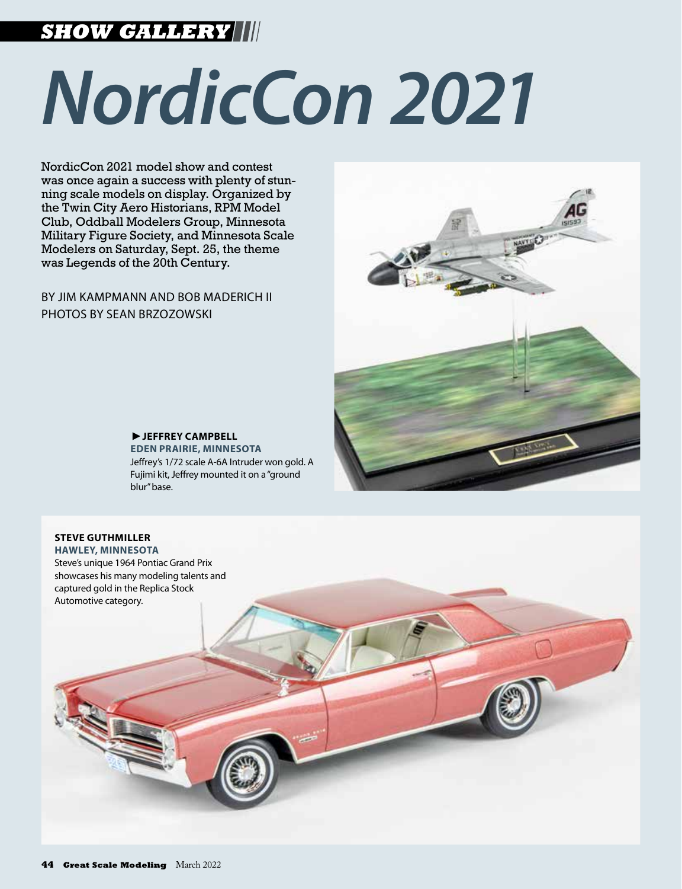*SHOW GALLERY*

# NordicCon 2021

NordicCon 2021 model show and contest was once again a success with plenty of stunning scale models on display. Organized by the Twin City Aero Historians, RPM Model Club, Oddball Modelers Group, Minnesota Military Figure Society, and Minnesota Scale Modelers on Saturday, Sept. 25, the theme was Legends of the 20th Century.

BY JIM KAMPMANN AND BOB MADERICH II
PHOTOS BY SEAN BRZOZOWSKI

►**JEFFREY CAMPBELL**
**EDEN PRAIRIE, MINNESOTA**
Jeffrey's 1/72 scale A-6A Intruder won gold. A Fujimi kit, Jeffrey mounted it on a "ground blur" base.

**STEVE GUTHMILLER**
**HAWLEY, MINNESOTA**
Steve's unique 1964 Pontiac Grand Prix showcases his many modeling talents and captured gold in the Replica Stock Automotive category.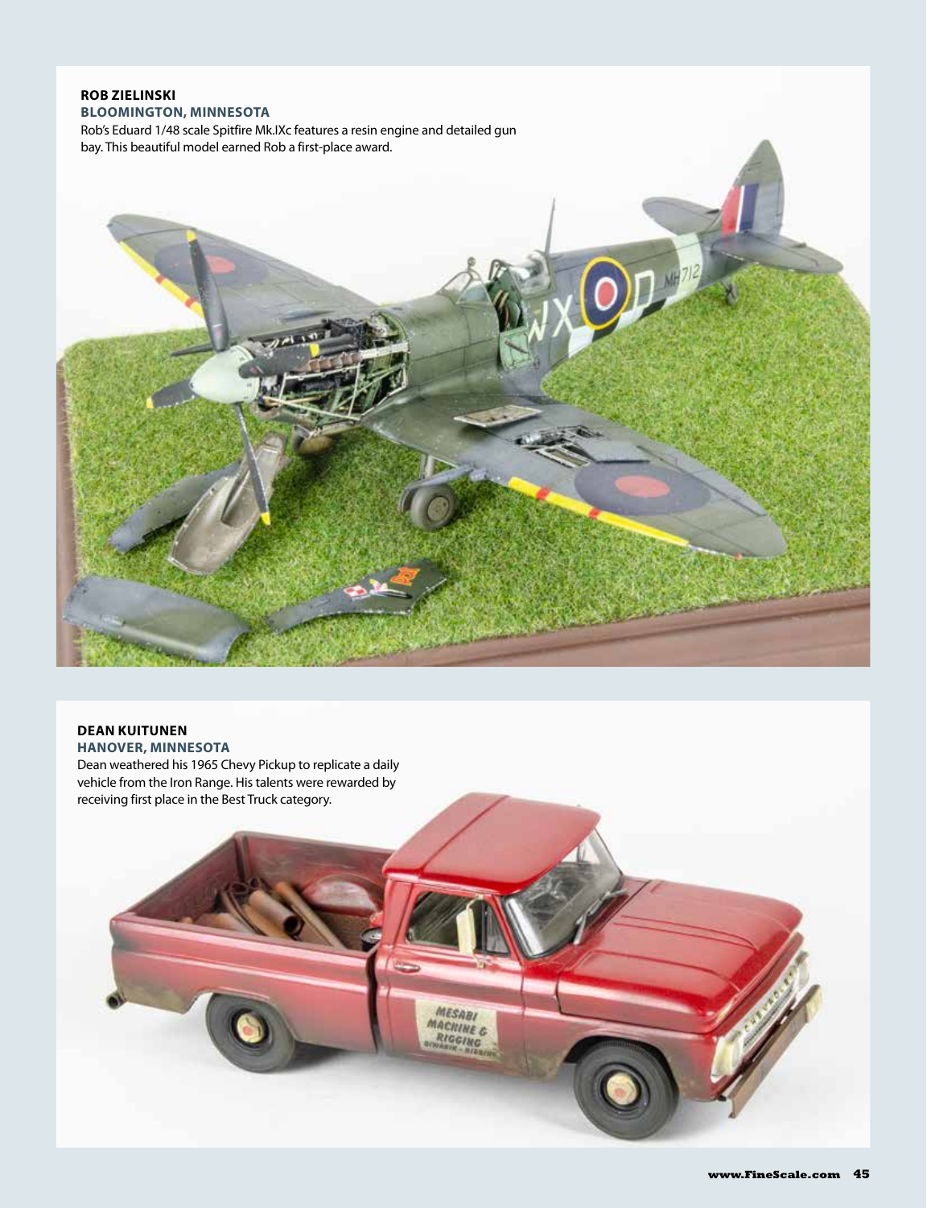**ROB ZIELINSKI**
**BLOOMINGTON, MINNESOTA**

Rob's Eduard 1/48 scale Spitfire Mk.IXc features a resin engine and detailed gun bay. This beautiful model earned Rob a first-place award.

**DEAN KUITUNEN**
**HANOVER, MINNESOTA**

Dean weathered his 1965 Chevy Pickup to replicate a daily vehicle from the Iron Range. His talents were rewarded by receiving first place in the Best Truck category.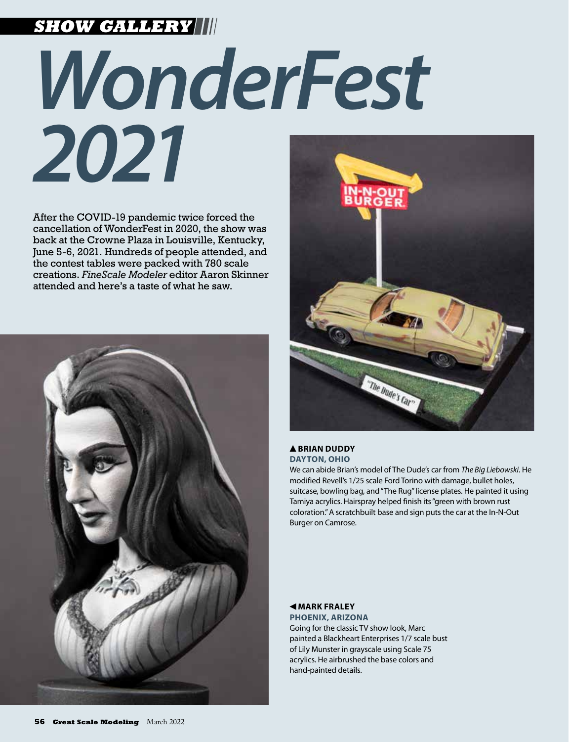SHOW GALLERY

# WonderFest 2021

After the COVID-19 pandemic twice forced the cancellation of WonderFest in 2020, the show was back at the Crowne Plaza in Louisville, Kentucky, June 5-6, 2021. Hundreds of people attended, and the contest tables were packed with 780 scale creations. *FineScale Modeler* editor Aaron Skinner attended and here's a taste of what he saw.

**▲ BRIAN DUDDY**
**DAYTON, OHIO**

We can abide Brian's model of The Dude's car from *The Big Liebowski*. He modified Revell's 1/25 scale Ford Torino with damage, bullet holes, suitcase, bowling bag, and "The Rug" license plates. He painted it using Tamiya acrylics. Hairspray helped finish its "green with brown rust coloration." A scratchbuilt base and sign puts the car at the In-N-Out Burger on Camrose.

**◀ MARK FRALEY**
**PHOENIX, ARIZONA**

Going for the classic TV show look, Marc painted a Blackheart Enterprises 1/7 scale bust of Lily Munster in grayscale using Scale 75 acrylics. He airbrushed the base colors and hand-painted details.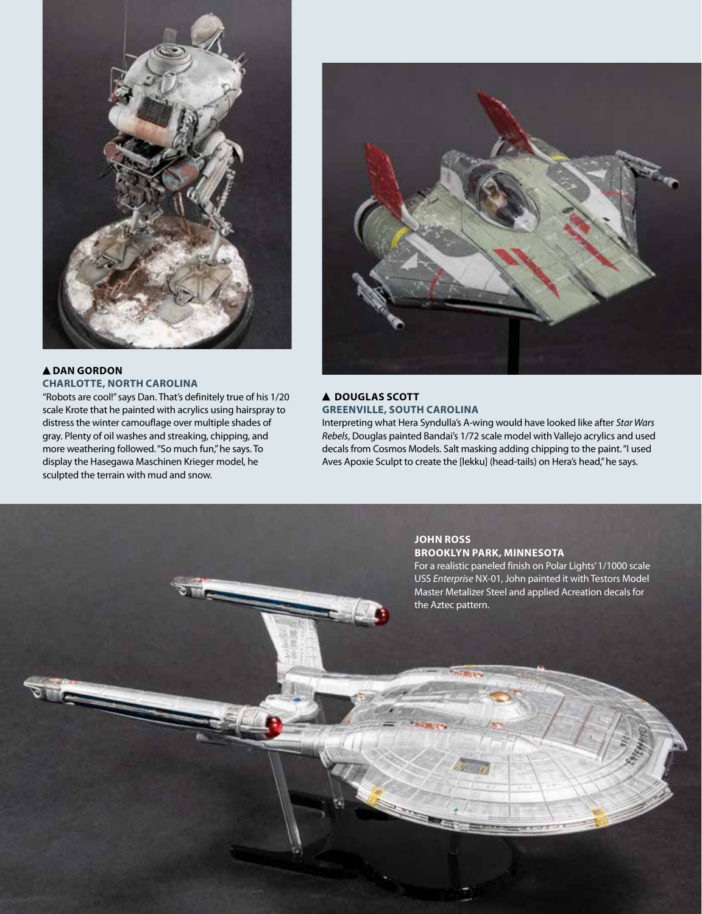▲ **DAN GORDON**
**CHARLOTTE, NORTH CAROLINA**

"Robots are cool!" says Dan. That's definitely true of his 1/20 scale Krote that he painted with acrylics using hairspray to distress the winter camouflage over multiple shades of gray. Plenty of oil washes and streaking, chipping, and more weathering followed. "So much fun," he says. To display the Hasegawa Maschinen Krieger model, he sculpted the terrain with mud and snow.

▲ **DOUGLAS SCOTT**
**GREENVILLE, SOUTH CAROLINA**

Interpreting what Hera Syndulla's A-wing would have looked like after *Star Wars Rebels*, Douglas painted Bandai's 1/72 scale model with Vallejo acrylics and used decals from Cosmos Models. Salt masking adding chipping to the paint. "I used Aves Apoxie Sculpt to create the [lekku] (head-tails) on Hera's head," he says.

**JOHN ROSS**
**BROOKLYN PARK, MINNESOTA**

For a realistic paneled finish on Polar Lights' 1/1000 scale USS *Enterprise* NX-01, John painted it with Testors Model Master Metalizer Steel and applied Acreation decals for the Aztec pattern.